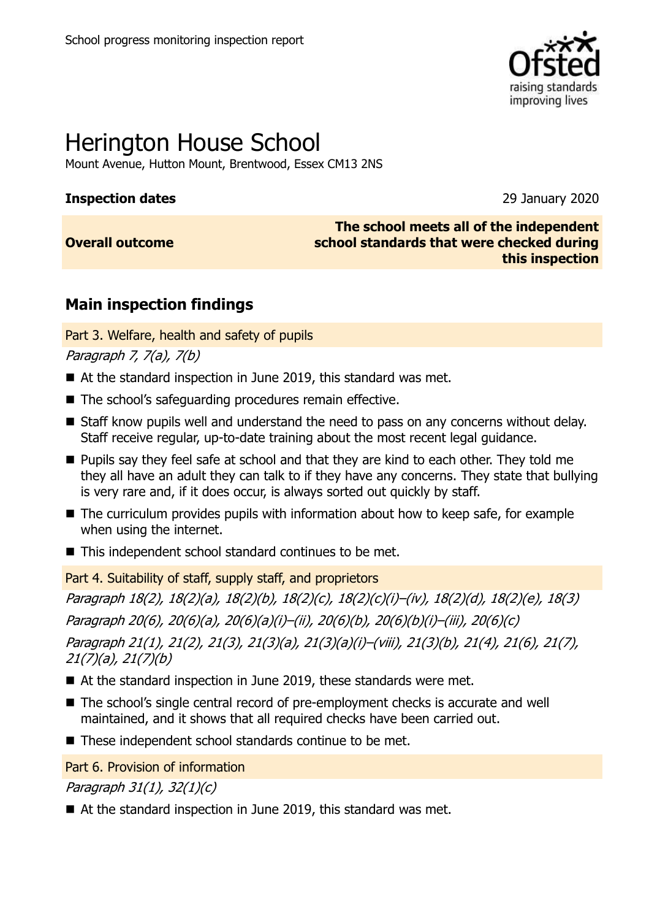School progress monitoring inspection report

# Herington House School

Mount Avenue, Hutton Mount, Brentwood, Essex CM13 2NS

| **Inspection dates** | 29 January 2020 |
|---|---|
| **Overall outcome** | **The school meets all of the independent school standards that were checked during this inspection** |

## Main inspection findings

### Part 3. Welfare, health and safety of pupils

*Paragraph 7, 7(a), 7(b)*

- At the standard inspection in June 2019, this standard was met.
- The school's safeguarding procedures remain effective.
- Staff know pupils well and understand the need to pass on any concerns without delay. Staff receive regular, up-to-date training about the most recent legal guidance.
- Pupils say they feel safe at school and that they are kind to each other. They told me they all have an adult they can talk to if they have any concerns. They state that bullying is very rare and, if it does occur, is always sorted out quickly by staff.
- The curriculum provides pupils with information about how to keep safe, for example when using the internet.
- This independent school standard continues to be met.

### Part 4. Suitability of staff, supply staff, and proprietors

*Paragraph 18(2), 18(2)(a), 18(2)(b), 18(2)(c), 18(2)(c)(i)–(iv), 18(2)(d), 18(2)(e), 18(3)*

*Paragraph 20(6), 20(6)(a), 20(6)(a)(i)–(ii), 20(6)(b), 20(6)(b)(i)–(iii), 20(6)(c)*

*Paragraph 21(1), 21(2), 21(3), 21(3)(a), 21(3)(a)(i)–(viii), 21(3)(b), 21(4), 21(6), 21(7), 21(7)(a), 21(7)(b)*

- At the standard inspection in June 2019, these standards were met.
- The school's single central record of pre-employment checks is accurate and well maintained, and it shows that all required checks have been carried out.
- These independent school standards continue to be met.

### Part 6. Provision of information

*Paragraph 31(1), 32(1)(c)*

- At the standard inspection in June 2019, this standard was met.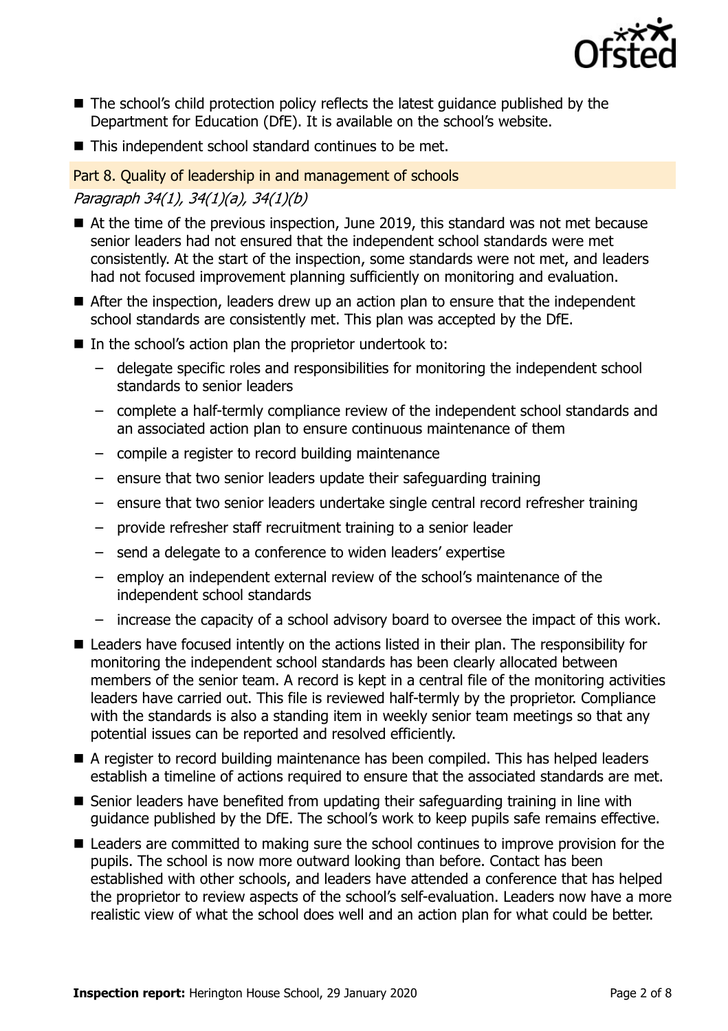- The school's child protection policy reflects the latest guidance published by the Department for Education (DfE). It is available on the school's website.
- This independent school standard continues to be met.

## Part 8. Quality of leadership in and management of schools

*Paragraph 34(1), 34(1)(a), 34(1)(b)*

- At the time of the previous inspection, June 2019, this standard was not met because senior leaders had not ensured that the independent school standards were met consistently. At the start of the inspection, some standards were not met, and leaders had not focused improvement planning sufficiently on monitoring and evaluation.
- After the inspection, leaders drew up an action plan to ensure that the independent school standards are consistently met. This plan was accepted by the DfE.
- In the school's action plan the proprietor undertook to:
  - delegate specific roles and responsibilities for monitoring the independent school standards to senior leaders
  - complete a half-termly compliance review of the independent school standards and an associated action plan to ensure continuous maintenance of them
  - compile a register to record building maintenance
  - ensure that two senior leaders update their safeguarding training
  - ensure that two senior leaders undertake single central record refresher training
  - provide refresher staff recruitment training to a senior leader
  - send a delegate to a conference to widen leaders' expertise
  - employ an independent external review of the school's maintenance of the independent school standards
  - increase the capacity of a school advisory board to oversee the impact of this work.
- Leaders have focused intently on the actions listed in their plan. The responsibility for monitoring the independent school standards has been clearly allocated between members of the senior team. A record is kept in a central file of the monitoring activities leaders have carried out. This file is reviewed half-termly by the proprietor. Compliance with the standards is also a standing item in weekly senior team meetings so that any potential issues can be reported and resolved efficiently.
- A register to record building maintenance has been compiled. This has helped leaders establish a timeline of actions required to ensure that the associated standards are met.
- Senior leaders have benefited from updating their safeguarding training in line with guidance published by the DfE. The school's work to keep pupils safe remains effective.
- Leaders are committed to making sure the school continues to improve provision for the pupils. The school is now more outward looking than before. Contact has been established with other schools, and leaders have attended a conference that has helped the proprietor to review aspects of the school's self-evaluation. Leaders now have a more realistic view of what the school does well and an action plan for what could be better.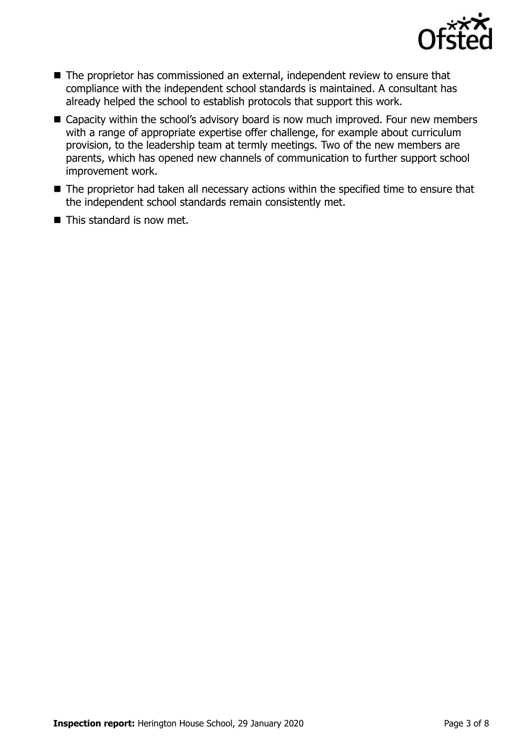- The proprietor has commissioned an external, independent review to ensure that compliance with the independent school standards is maintained. A consultant has already helped the school to establish protocols that support this work.
- Capacity within the school's advisory board is now much improved. Four new members with a range of appropriate expertise offer challenge, for example about curriculum provision, to the leadership team at termly meetings. Two of the new members are parents, which has opened new channels of communication to further support school improvement work.
- The proprietor had taken all necessary actions within the specified time to ensure that the independent school standards remain consistently met.
- This standard is now met.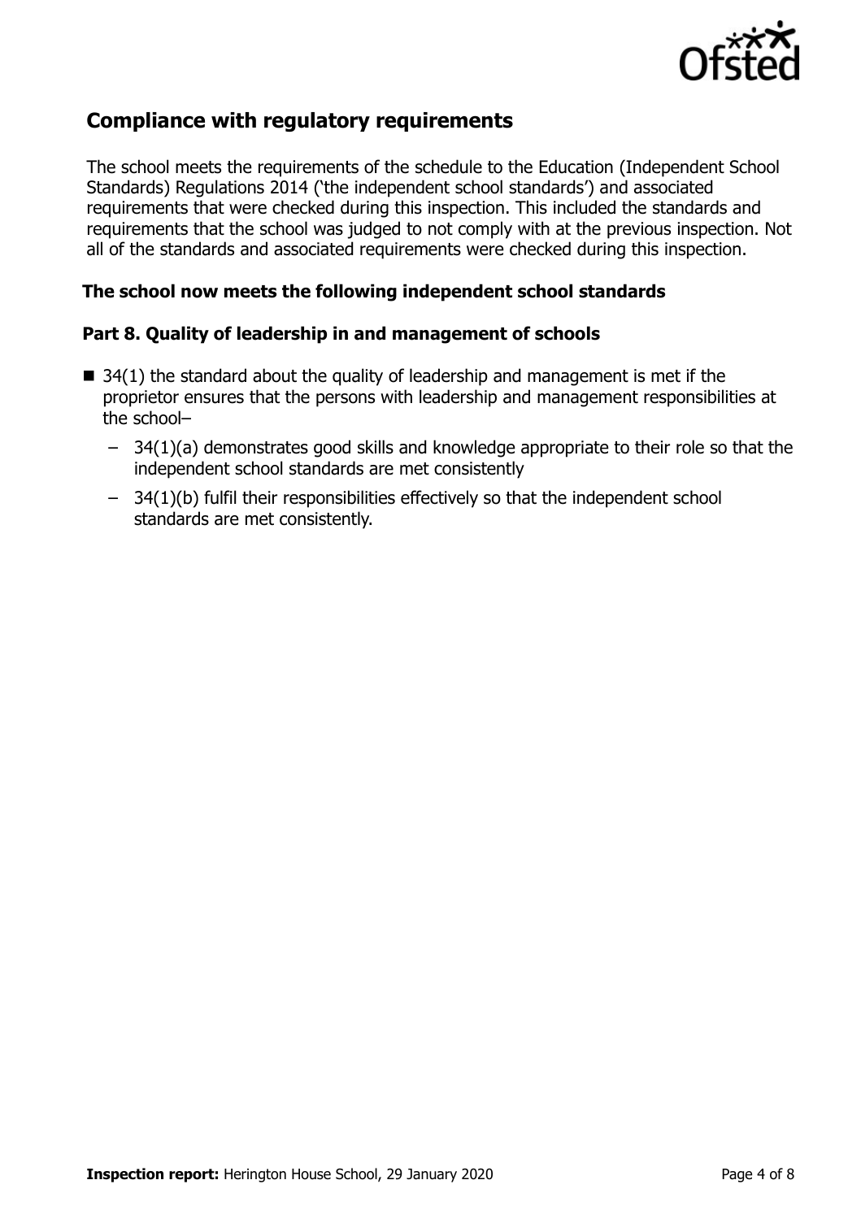## Compliance with regulatory requirements

The school meets the requirements of the schedule to the Education (Independent School Standards) Regulations 2014 ('the independent school standards') and associated requirements that were checked during this inspection. This included the standards and requirements that the school was judged to not comply with at the previous inspection. Not all of the standards and associated requirements were checked during this inspection.

### The school now meets the following independent school standards

### Part 8. Quality of leadership in and management of schools

- 34(1) the standard about the quality of leadership and management is met if the proprietor ensures that the persons with leadership and management responsibilities at the school–
  - 34(1)(a) demonstrates good skills and knowledge appropriate to their role so that the independent school standards are met consistently
  - 34(1)(b) fulfil their responsibilities effectively so that the independent school standards are met consistently.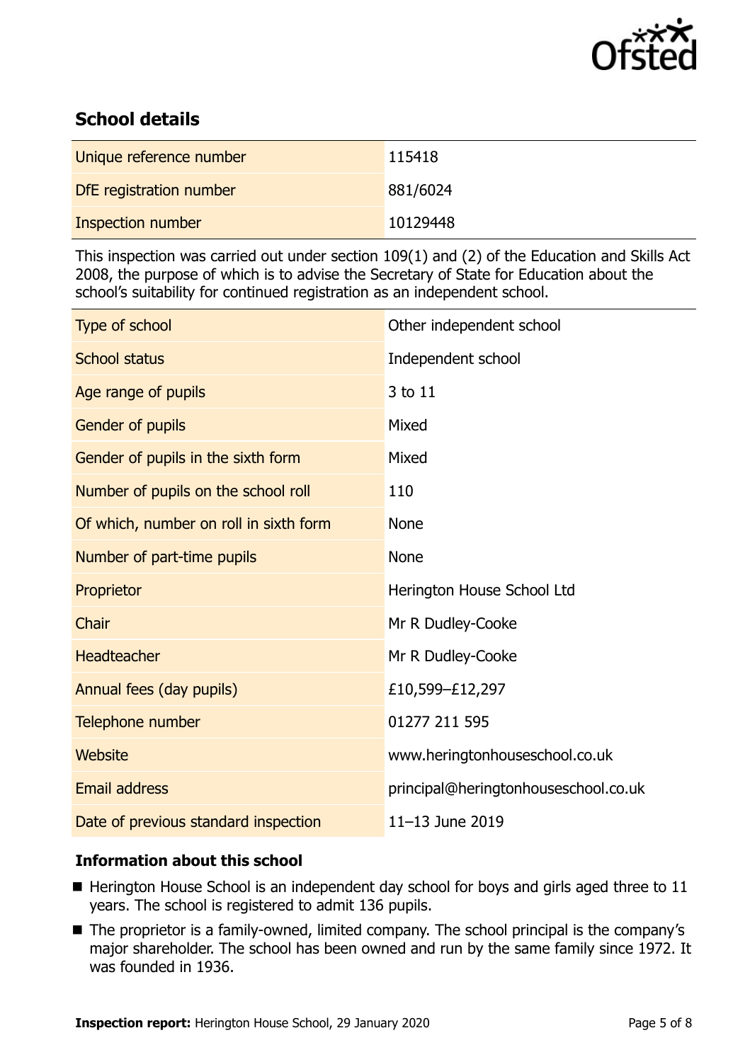## School details

| Unique reference number | 115418 |
| --- | --- |
| DfE registration number | 881/6024 |
| Inspection number | 10129448 |

This inspection was carried out under section 109(1) and (2) of the Education and Skills Act 2008, the purpose of which is to advise the Secretary of State for Education about the school's suitability for continued registration as an independent school.

| Type of school | Other independent school |
| --- | --- |
| School status | Independent school |
| Age range of pupils | 3 to 11 |
| Gender of pupils | Mixed |
| Gender of pupils in the sixth form | Mixed |
| Number of pupils on the school roll | 110 |
| Of which, number on roll in sixth form | None |
| Number of part-time pupils | None |
| Proprietor | Herington House School Ltd |
| Chair | Mr R Dudley-Cooke |
| Headteacher | Mr R Dudley-Cooke |
| Annual fees (day pupils) | £10,599–£12,297 |
| Telephone number | 01277 211 595 |
| Website | www.heringtonhouseschool.co.uk |
| Email address | principal@heringtonhouseschool.co.uk |
| Date of previous standard inspection | 11–13 June 2019 |

### Information about this school

- Herington House School is an independent day school for boys and girls aged three to 11 years. The school is registered to admit 136 pupils.
- The proprietor is a family-owned, limited company. The school principal is the company's major shareholder. The school has been owned and run by the same family since 1972. It was founded in 1936.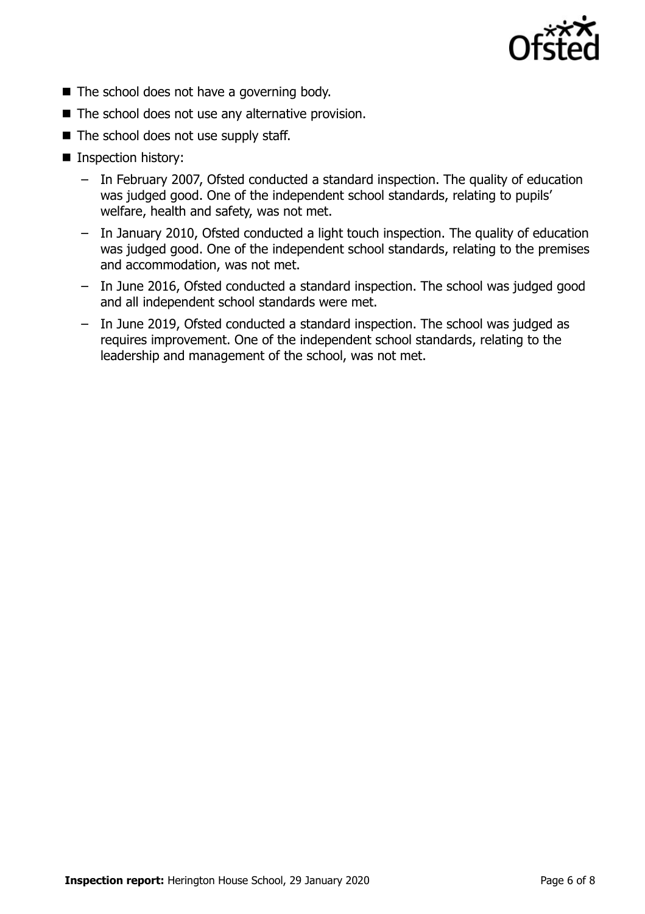- The school does not have a governing body.
- The school does not use any alternative provision.
- The school does not use supply staff.
- Inspection history:
  - In February 2007, Ofsted conducted a standard inspection. The quality of education was judged good. One of the independent school standards, relating to pupils' welfare, health and safety, was not met.
  - In January 2010, Ofsted conducted a light touch inspection. The quality of education was judged good. One of the independent school standards, relating to the premises and accommodation, was not met.
  - In June 2016, Ofsted conducted a standard inspection. The school was judged good and all independent school standards were met.
  - In June 2019, Ofsted conducted a standard inspection. The school was judged as requires improvement. One of the independent school standards, relating to the leadership and management of the school, was not met.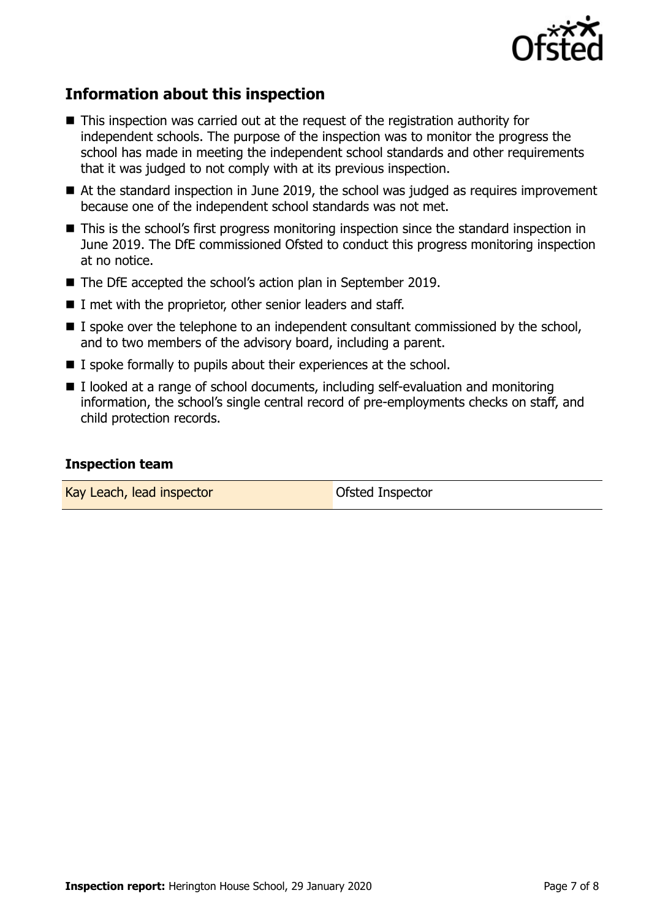## Information about this inspection

- This inspection was carried out at the request of the registration authority for independent schools. The purpose of the inspection was to monitor the progress the school has made in meeting the independent school standards and other requirements that it was judged to not comply with at its previous inspection.
- At the standard inspection in June 2019, the school was judged as requires improvement because one of the independent school standards was not met.
- This is the school's first progress monitoring inspection since the standard inspection in June 2019. The DfE commissioned Ofsted to conduct this progress monitoring inspection at no notice.
- The DfE accepted the school's action plan in September 2019.
- I met with the proprietor, other senior leaders and staff.
- I spoke over the telephone to an independent consultant commissioned by the school, and to two members of the advisory board, including a parent.
- I spoke formally to pupils about their experiences at the school.
- I looked at a range of school documents, including self-evaluation and monitoring information, the school's single central record of pre-employments checks on staff, and child protection records.

### Inspection team

| | |
|---|---|
| Kay Leach, lead inspector | Ofsted Inspector |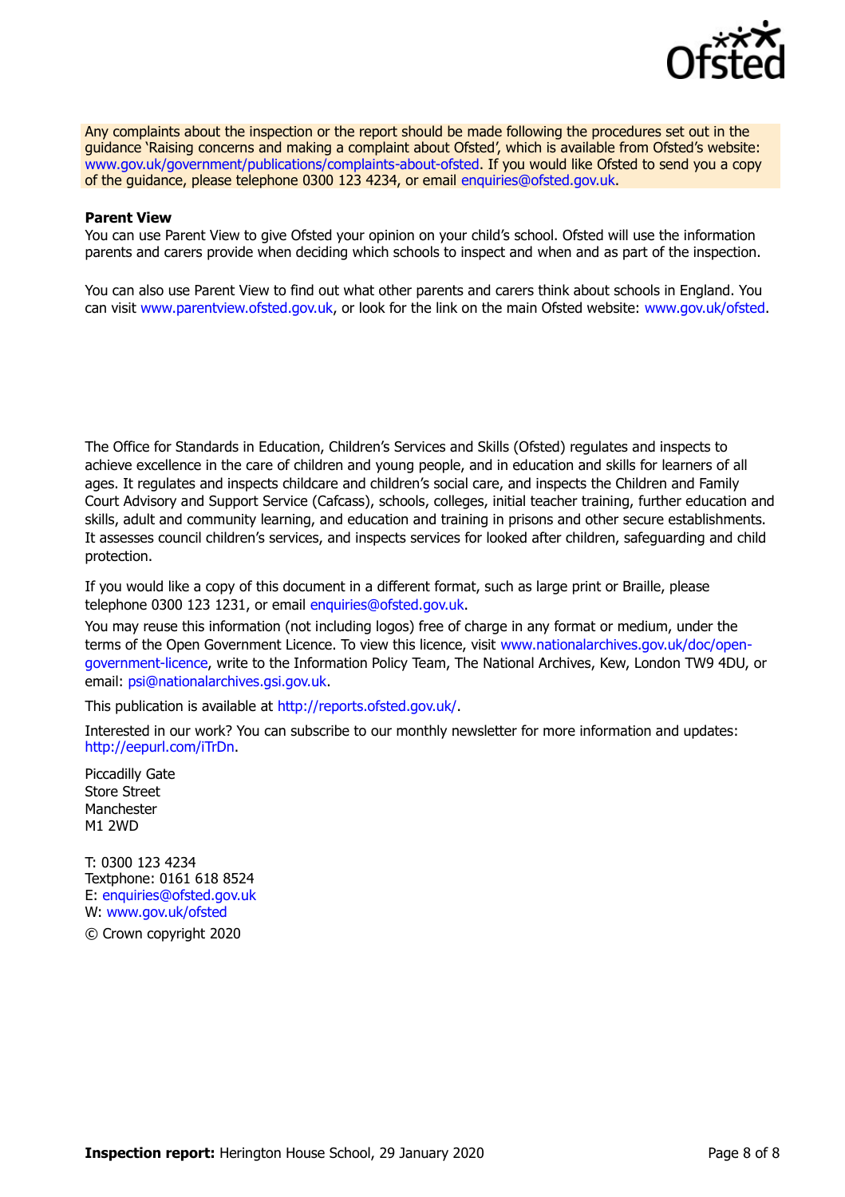Any complaints about the inspection or the report should be made following the procedures set out in the guidance 'Raising concerns and making a complaint about Ofsted', which is available from Ofsted's website: www.gov.uk/government/publications/complaints-about-ofsted. If you would like Ofsted to send you a copy of the guidance, please telephone 0300 123 4234, or email enquiries@ofsted.gov.uk.

**Parent View**

You can use Parent View to give Ofsted your opinion on your child's school. Ofsted will use the information parents and carers provide when deciding which schools to inspect and when and as part of the inspection.

You can also use Parent View to find out what other parents and carers think about schools in England. You can visit www.parentview.ofsted.gov.uk, or look for the link on the main Ofsted website: www.gov.uk/ofsted.

The Office for Standards in Education, Children's Services and Skills (Ofsted) regulates and inspects to achieve excellence in the care of children and young people, and in education and skills for learners of all ages. It regulates and inspects childcare and children's social care, and inspects the Children and Family Court Advisory and Support Service (Cafcass), schools, colleges, initial teacher training, further education and skills, adult and community learning, and education and training in prisons and other secure establishments. It assesses council children's services, and inspects services for looked after children, safeguarding and child protection.

If you would like a copy of this document in a different format, such as large print or Braille, please telephone 0300 123 1231, or email enquiries@ofsted.gov.uk.

You may reuse this information (not including logos) free of charge in any format or medium, under the terms of the Open Government Licence. To view this licence, visit www.nationalarchives.gov.uk/doc/open-government-licence, write to the Information Policy Team, The National Archives, Kew, London TW9 4DU, or email: psi@nationalarchives.gsi.gov.uk.

This publication is available at http://reports.ofsted.gov.uk/.

Interested in our work? You can subscribe to our monthly newsletter for more information and updates: http://eepurl.com/iTrDn.

Piccadilly Gate  
Store Street  
Manchester  
M1 2WD

T: 0300 123 4234  
Textphone: 0161 618 8524  
E: enquiries@ofsted.gov.uk  
W: www.gov.uk/ofsted

© Crown copyright 2020